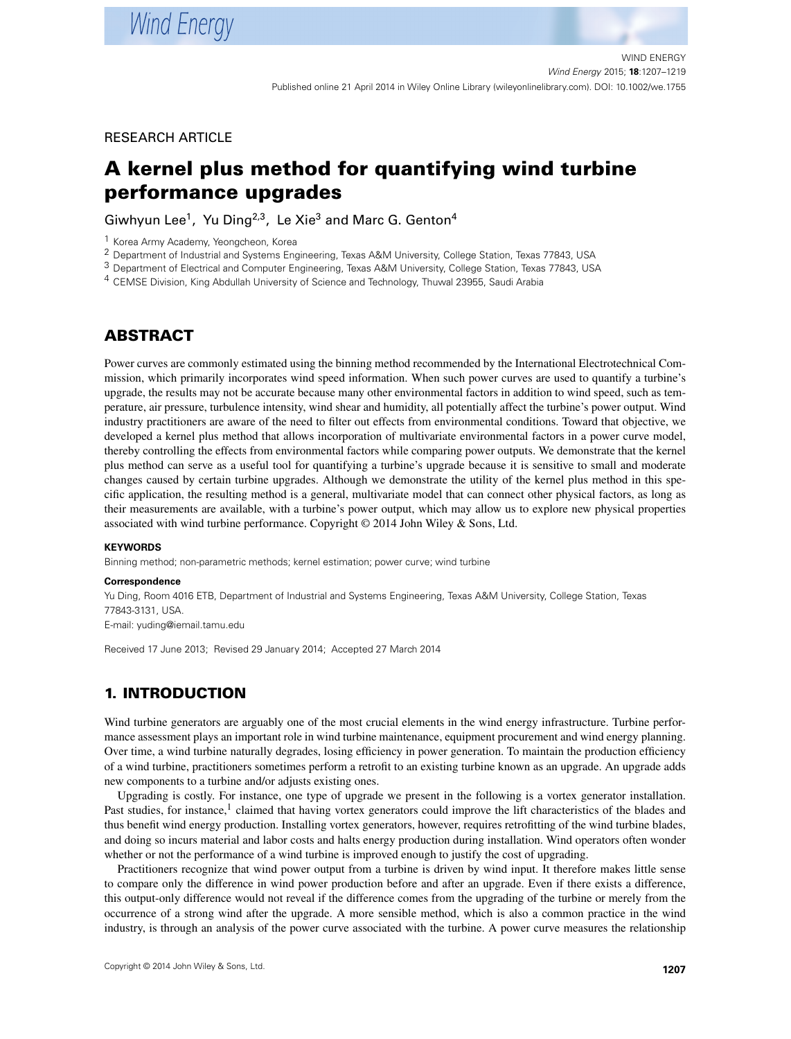RESEARCH ARTICLE

# A kernel plus method for quantifying wind turbine performance upgrades

Giwhyun Lee[1], Yu Ding[2,3], Le Xie[3] and Marc G. Genton[4]

[1] Korea Army Academy, Yeongcheon, Korea

[2] Department of Industrial and Systems Engineering, Texas A&M University, College Station, Texas 77843, USA

[3] Department of Electrical and Computer Engineering, Texas A&M University, College Station, Texas 77843, USA

[4] CEMSE Division, King Abdullah University of Science and Technology, Thuwal 23955, Saudi Arabia

## ABSTRACT

Power curves are commonly estimated using the binning method recommended by the International Electrotechnical Commission, which primarily incorporates wind speed information. When such power curves are used to quantify a turbine's upgrade, the results may not be accurate because many other environmental factors in addition to wind speed, such as temperature, air pressure, turbulence intensity, wind shear and humidity, all potentially affect the turbine's power output. Wind industry practitioners are aware of the need to filter out effects from environmental conditions. Toward that objective, we developed a kernel plus method that allows incorporation of multivariate environmental factors in a power curve model, thereby controlling the effects from environmental factors while comparing power outputs. We demonstrate that the kernel plus method can serve as a useful tool for quantifying a turbine's upgrade because it is sensitive to small and moderate changes caused by certain turbine upgrades. Although we demonstrate the utility of the kernel plus method in this specific application, the resulting method is a general, multivariate model that can connect other physical factors, as long as their measurements are available, with a turbine's power output, which may allow us to explore new physical properties associated with wind turbine performance. Copyright © 2014 John Wiley & Sons, Ltd.

**KEYWORDS**

Binning method; non-parametric methods; kernel estimation; power curve; wind turbine

**Correspondence**

Yu Ding, Room 4016 ETB, Department of Industrial and Systems Engineering, Texas A&M University, College Station, Texas 77843-3131, USA.

E-mail: yuding@iemail.tamu.edu

Received 17 June 2013; Revised 29 January 2014; Accepted 27 March 2014

## 1. INTRODUCTION

Wind turbine generators are arguably one of the most crucial elements in the wind energy infrastructure. Turbine performance assessment plays an important role in wind turbine maintenance, equipment procurement and wind energy planning. Over time, a wind turbine naturally degrades, losing efficiency in power generation. To maintain the production efficiency of a wind turbine, practitioners sometimes perform a retrofit to an existing turbine known as an upgrade. An upgrade adds new components to a turbine and/or adjusts existing ones.

Upgrading is costly. For instance, one type of upgrade we present in the following is a vortex generator installation. Past studies, for instance,[1] claimed that having vortex generators could improve the lift characteristics of the blades and thus benefit wind energy production. Installing vortex generators, however, requires retrofitting of the wind turbine blades, and doing so incurs material and labor costs and halts energy production during installation. Wind operators often wonder whether or not the performance of a wind turbine is improved enough to justify the cost of upgrading.

Practitioners recognize that wind power output from a turbine is driven by wind input. It therefore makes little sense to compare only the difference in wind power production before and after an upgrade. Even if there exists a difference, this output-only difference would not reveal if the difference comes from the upgrading of the turbine or merely from the occurrence of a strong wind after the upgrade. A more sensible method, which is also a common practice in the wind industry, is through an analysis of the power curve associated with the turbine. A power curve measures the relationship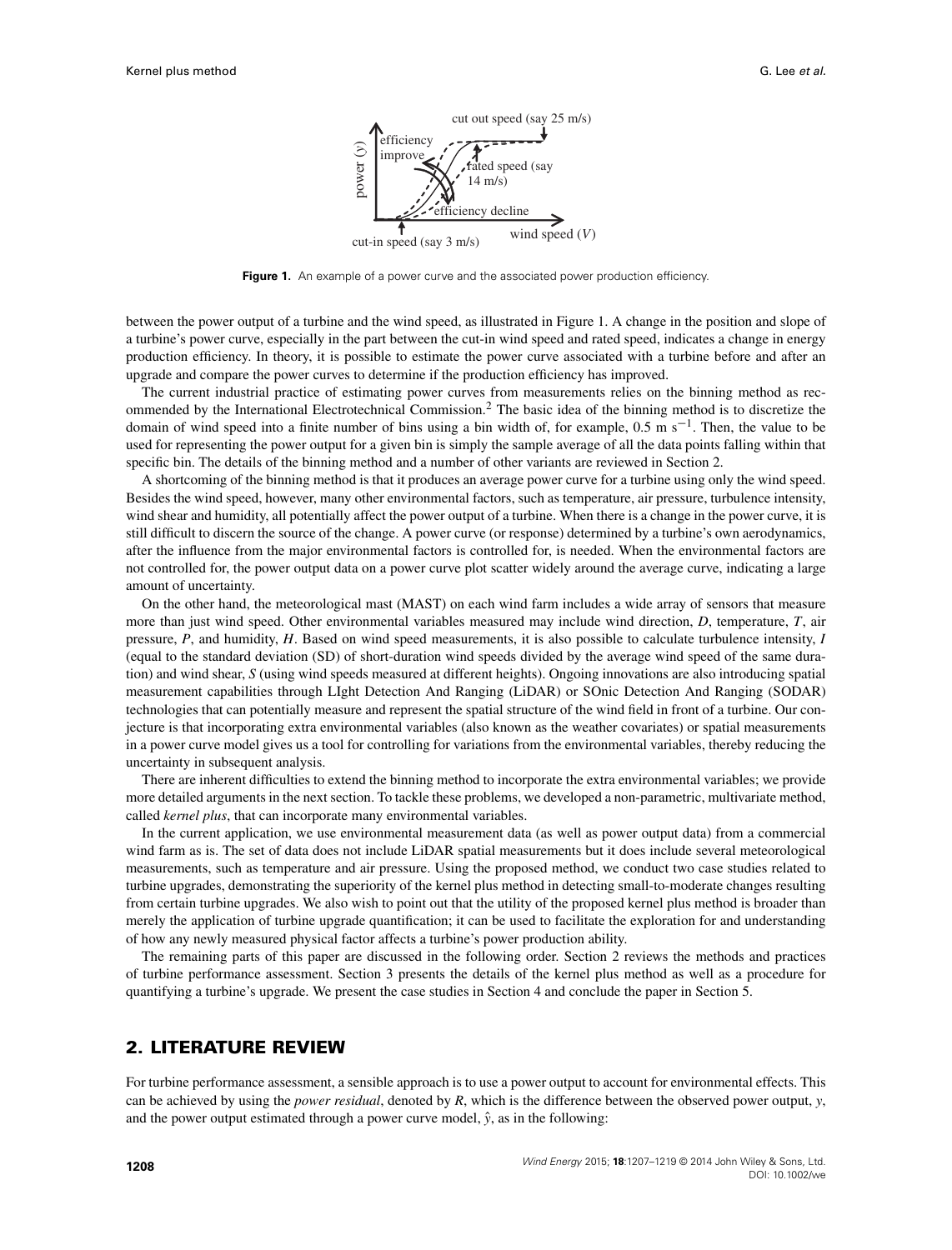**Figure 1.** An example of a power curve and the associated power production efficiency.

between the power output of a turbine and the wind speed, as illustrated in Figure 1. A change in the position and slope of a turbine's power curve, especially in the part between the cut-in wind speed and rated speed, indicates a change in energy production efficiency. In theory, it is possible to estimate the power curve associated with a turbine before and after an upgrade and compare the power curves to determine if the production efficiency has improved.

The current industrial practice of estimating power curves from measurements relies on the binning method as recommended by the International Electrotechnical Commission.[2] The basic idea of the binning method is to discretize the domain of wind speed into a finite number of bins using a bin width of, for example, 0.5 m s$^{-1}$. Then, the value to be used for representing the power output for a given bin is simply the sample average of all the data points falling within that specific bin. The details of the binning method and a number of other variants are reviewed in Section 2.

A shortcoming of the binning method is that it produces an average power curve for a turbine using only the wind speed. Besides the wind speed, however, many other environmental factors, such as temperature, air pressure, turbulence intensity, wind shear and humidity, all potentially affect the power output of a turbine. When there is a change in the power curve, it is still difficult to discern the source of the change. A power curve (or response) determined by a turbine's own aerodynamics, after the influence from the major environmental factors is controlled for, is needed. When the environmental factors are not controlled for, the power output data on a power curve plot scatter widely around the average curve, indicating a large amount of uncertainty.

On the other hand, the meteorological mast (MAST) on each wind farm includes a wide array of sensors that measure more than just wind speed. Other environmental variables measured may include wind direction, $D$, temperature, $T$, air pressure, $P$, and humidity, $H$. Based on wind speed measurements, it is also possible to calculate turbulence intensity, $I$ (equal to the standard deviation (SD) of short-duration wind speeds divided by the average wind speed of the same duration) and wind shear, $S$ (using wind speeds measured at different heights). Ongoing innovations are also introducing spatial measurement capabilities through LIght Detection And Ranging (LiDAR) or SOnic Detection And Ranging (SODAR) technologies that can potentially measure and represent the spatial structure of the wind field in front of a turbine. Our conjecture is that incorporating extra environmental variables (also known as the weather covariates) or spatial measurements in a power curve model gives us a tool for controlling for variations from the environmental variables, thereby reducing the uncertainty in subsequent analysis.

There are inherent difficulties to extend the binning method to incorporate the extra environmental variables; we provide more detailed arguments in the next section. To tackle these problems, we developed a non-parametric, multivariate method, called *kernel plus*, that can incorporate many environmental variables.

In the current application, we use environmental measurement data (as well as power output data) from a commercial wind farm as is. The set of data does not include LiDAR spatial measurements but it does include several meteorological measurements, such as temperature and air pressure. Using the proposed method, we conduct two case studies related to turbine upgrades, demonstrating the superiority of the kernel plus method in detecting small-to-moderate changes resulting from certain turbine upgrades. We also wish to point out that the utility of the proposed kernel plus method is broader than merely the application of turbine upgrade quantification; it can be used to facilitate the exploration for and understanding of how any newly measured physical factor affects a turbine's power production ability.

The remaining parts of this paper are discussed in the following order. Section 2 reviews the methods and practices of turbine performance assessment. Section 3 presents the details of the kernel plus method as well as a procedure for quantifying a turbine's upgrade. We present the case studies in Section 4 and conclude the paper in Section 5.

## 2. LITERATURE REVIEW

For turbine performance assessment, a sensible approach is to use a power output to account for environmental effects. This can be achieved by using the *power residual*, denoted by $R$, which is the difference between the observed power output, $y$, and the power output estimated through a power curve model, $\hat{y}$, as in the following: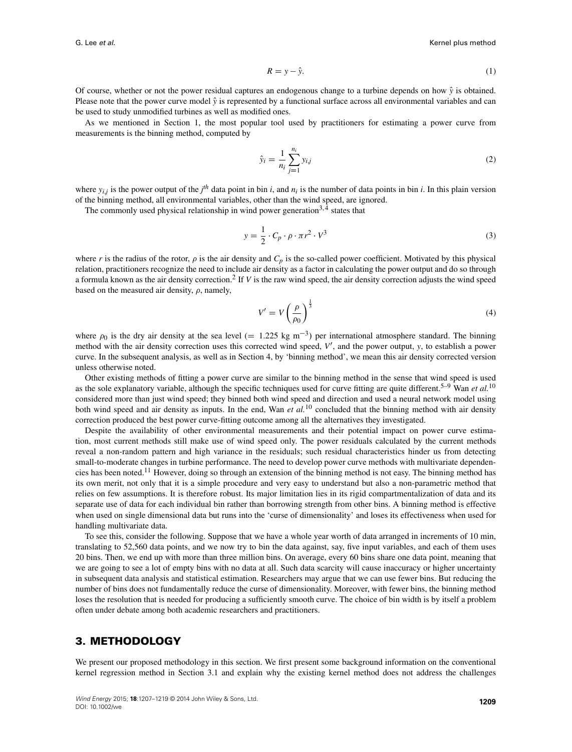$$R = y - \hat{y}. \tag{1}$$

Of course, whether or not the power residual captures an endogenous change to a turbine depends on how $\hat{y}$ is obtained. Please note that the power curve model $\hat{y}$ is represented by a functional surface across all environmental variables and can be used to study unmodified turbines as well as modified ones.

As we mentioned in Section 1, the most popular tool used by practitioners for estimating a power curve from measurements is the binning method, computed by

$$\hat{y}_i = \frac{1}{n_i} \sum_{j=1}^{n_i} y_{i,j} \tag{2}$$

where $y_{i,j}$ is the power output of the $j^{th}$ data point in bin $i$, and $n_i$ is the number of data points in bin $i$. In this plain version of the binning method, all environmental variables, other than the wind speed, are ignored.

The commonly used physical relationship in wind power generation[3,4] states that

$$y = \frac{1}{2} \cdot C_p \cdot \rho \cdot \pi r^2 \cdot V^3 \tag{3}$$

where $r$ is the radius of the rotor, $\rho$ is the air density and $C_p$ is the so-called power coefficient. Motivated by this physical relation, practitioners recognize the need to include air density as a factor in calculating the power output and do so through a formula known as the air density correction.[2] If $V$ is the raw wind speed, the air density correction adjusts the wind speed based on the measured air density, $\rho$, namely,

$$V' = V \left( \frac{\rho}{\rho_0} \right)^{\frac{1}{3}} \tag{4}$$

where $\rho_0$ is the dry air density at the sea level ($= 1.225$ kg m$^{-3}$) per international atmosphere standard. The binning method with the air density correction uses this corrected wind speed, $V'$, and the power output, $y$, to establish a power curve. In the subsequent analysis, as well as in Section 4, by 'binning method', we mean this air density corrected version unless otherwise noted.

Other existing methods of fitting a power curve are similar to the binning method in the sense that wind speed is used as the sole explanatory variable, although the specific techniques used for curve fitting are quite different.[5–9] Wan *et al.*[10] considered more than just wind speed; they binned both wind speed and direction and used a neural network model using both wind speed and air density as inputs. In the end, Wan *et al.*[10] concluded that the binning method with air density correction produced the best power curve-fitting outcome among all the alternatives they investigated.

Despite the availability of other environmental measurements and their potential impact on power curve estimation, most current methods still make use of wind speed only. The power residuals calculated by the current methods reveal a non-random pattern and high variance in the residuals; such residual characteristics hinder us from detecting small-to-moderate changes in turbine performance. The need to develop power curve methods with multivariate dependencies has been noted.[11] However, doing so through an extension of the binning method is not easy. The binning method has its own merit, not only that it is a simple procedure and very easy to understand but also a non-parametric method that relies on few assumptions. It is therefore robust. Its major limitation lies in its rigid compartmentalization of data and its separate use of data for each individual bin rather than borrowing strength from other bins. A binning method is effective when used on single dimensional data but runs into the 'curse of dimensionality' and loses its effectiveness when used for handling multivariate data.

To see this, consider the following. Suppose that we have a whole year worth of data arranged in increments of 10 min, translating to 52,560 data points, and we now try to bin the data against, say, five input variables, and each of them uses 20 bins. Then, we end up with more than three million bins. On average, every 60 bins share one data point, meaning that we are going to see a lot of empty bins with no data at all. Such data scarcity will cause inaccuracy or higher uncertainty in subsequent data analysis and statistical estimation. Researchers may argue that we can use fewer bins. But reducing the number of bins does not fundamentally reduce the curse of dimensionality. Moreover, with fewer bins, the binning method loses the resolution that is needed for producing a sufficiently smooth curve. The choice of bin width is by itself a problem often under debate among both academic researchers and practitioners.

## 3. METHODOLOGY

We present our proposed methodology in this section. We first present some background information on the conventional kernel regression method in Section 3.1 and explain why the existing kernel method does not address the challenges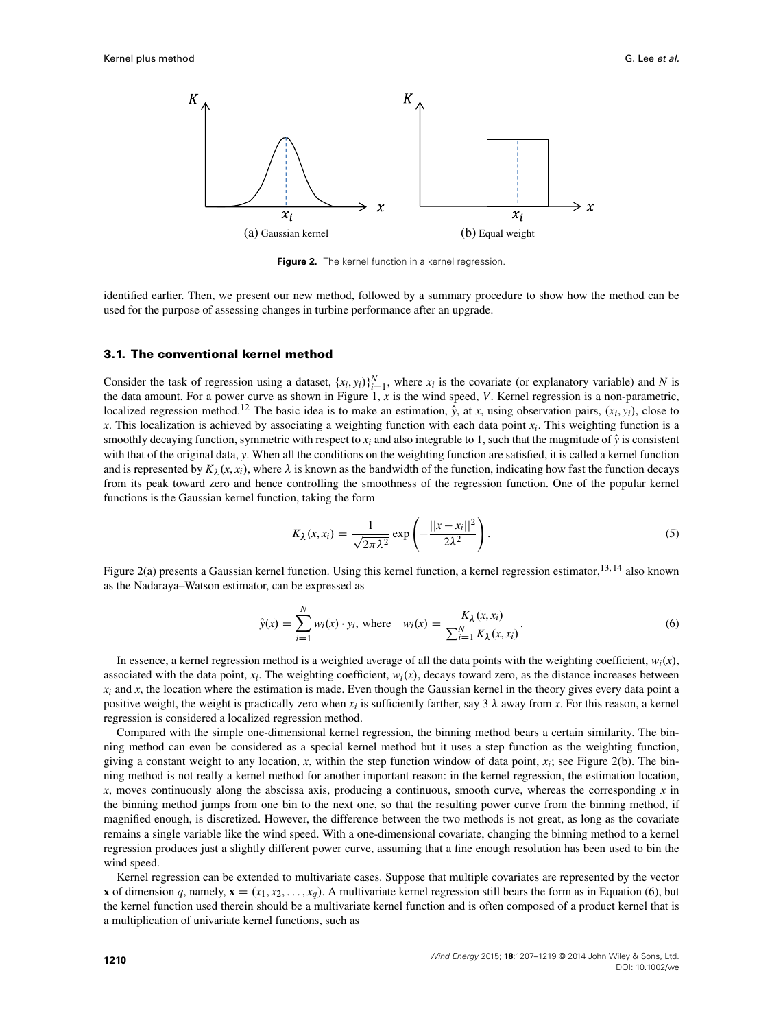(a) Gaussian kernel

(b) Equal weight

**Figure 2.** The kernel function in a kernel regression.

identified earlier. Then, we present our new method, followed by a summary procedure to show how the method can be used for the purpose of assessing changes in turbine performance after an upgrade.

### 3.1. The conventional kernel method

Consider the task of regression using a dataset, $\{x_i, y_i)\}_{i=1}^{N}$, where $x_i$ is the covariate (or explanatory variable) and $N$ is the data amount. For a power curve as shown in Figure 1, $x$ is the wind speed, $V$. Kernel regression is a non-parametric, localized regression method.[12] The basic idea is to make an estimation, $\hat{y}$, at $x$, using observation pairs, $(x_i, y_i)$, close to $x$. This localization is achieved by associating a weighting function with each data point $x_i$. This weighting function is a smoothly decaying function, symmetric with respect to $x_i$ and also integrable to 1, such that the magnitude of $\hat{y}$ is consistent with that of the original data, $y$. When all the conditions on the weighting function are satisfied, it is called a kernel function and is represented by $K_\lambda(x, x_i)$, where $\lambda$ is known as the bandwidth of the function, indicating how fast the function decays from its peak toward zero and hence controlling the smoothness of the regression function. One of the popular kernel functions is the Gaussian kernel function, taking the form

$$K_\lambda(x, x_i) = \frac{1}{\sqrt{2\pi\lambda^2}} \exp\left(-\frac{||x - x_i||^2}{2\lambda^2}\right). \tag{5}$$

Figure 2(a) presents a Gaussian kernel function. Using this kernel function, a kernel regression estimator,[13,14] also known as the Nadaraya–Watson estimator, can be expressed as

$$\hat{y}(x) = \sum_{i=1}^{N} w_i(x) \cdot y_i, \text{ where } \quad w_i(x) = \frac{K_\lambda(x, x_i)}{\sum_{i=1}^{N} K_\lambda(x, x_i)}. \tag{6}$$

In essence, a kernel regression method is a weighted average of all the data points with the weighting coefficient, $w_i(x)$, associated with the data point, $x_i$. The weighting coefficient, $w_i(x)$, decays toward zero, as the distance increases between $x_i$ and $x$, the location where the estimation is made. Even though the Gaussian kernel in the theory gives every data point a positive weight, the weight is practically zero when $x_i$ is sufficiently farther, say 3 $\lambda$ away from $x$. For this reason, a kernel regression is considered a localized regression method.

Compared with the simple one-dimensional kernel regression, the binning method bears a certain similarity. The binning method can even be considered as a special kernel method but it uses a step function as the weighting function, giving a constant weight to any location, $x$, within the step function window of data point, $x_i$; see Figure 2(b). The binning method is not really a kernel method for another important reason: in the kernel regression, the estimation location, $x$, moves continuously along the abscissa axis, producing a continuous, smooth curve, whereas the corresponding $x$ in the binning method jumps from one bin to the next one, so that the resulting power curve from the binning method, if magnified enough, is discretized. However, the difference between the two methods is not great, as long as the covariate remains a single variable like the wind speed. With a one-dimensional covariate, changing the binning method to a kernel regression produces just a slightly different power curve, assuming that a fine enough resolution has been used to bin the wind speed.

Kernel regression can be extended to multivariate cases. Suppose that multiple covariates are represented by the vector $\mathbf{x}$ of dimension $q$, namely, $\mathbf{x} = (x_1, x_2, \ldots, x_q)$. A multivariate kernel regression still bears the form as in Equation (6), but the kernel function used therein should be a multivariate kernel function and is often composed of a product kernel that is a multiplication of univariate kernel functions, such as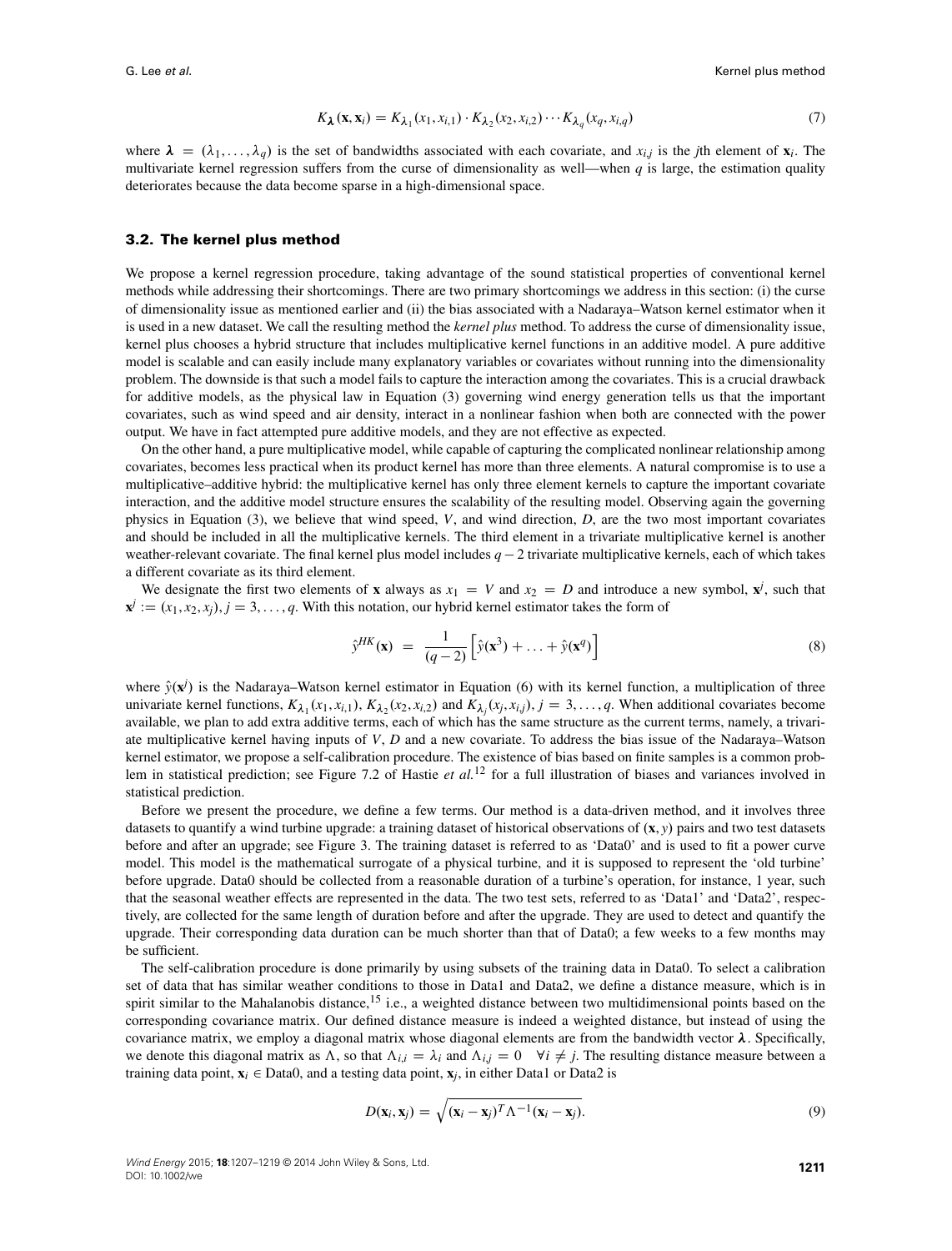$$K_{\boldsymbol{\lambda}}(\mathbf{x}, \mathbf{x}_i) = K_{\lambda_1}(x_1, x_{i,1}) \cdot K_{\lambda_2}(x_2, x_{i,2}) \cdots K_{\lambda_q}(x_q, x_{i,q}) \tag{7}$$

where $\boldsymbol{\lambda} = (\lambda_1, \ldots, \lambda_q)$ is the set of bandwidths associated with each covariate, and $x_{i,j}$ is the $j$th element of $\mathbf{x}_i$. The multivariate kernel regression suffers from the curse of dimensionality as well—when $q$ is large, the estimation quality deteriorates because the data become sparse in a high-dimensional space.

### 3.2. The kernel plus method

We propose a kernel regression procedure, taking advantage of the sound statistical properties of conventional kernel methods while addressing their shortcomings. There are two primary shortcomings we address in this section: (i) the curse of dimensionality issue as mentioned earlier and (ii) the bias associated with a Nadaraya–Watson kernel estimator when it is used in a new dataset. We call the resulting method the *kernel plus* method. To address the curse of dimensionality issue, kernel plus chooses a hybrid structure that includes multiplicative kernel functions in an additive model. A pure additive model is scalable and can easily include many explanatory variables or covariates without running into the dimensionality problem. The downside is that such a model fails to capture the interaction among the covariates. This is a crucial drawback for additive models, as the physical law in Equation (3) governing wind energy generation tells us that the important covariates, such as wind speed and air density, interact in a nonlinear fashion when both are connected with the power output. We have in fact attempted pure additive models, and they are not effective as expected.

On the other hand, a pure multiplicative model, while capable of capturing the complicated nonlinear relationship among covariates, becomes less practical when its product kernel has more than three elements. A natural compromise is to use a multiplicative–additive hybrid: the multiplicative kernel has only three element kernels to capture the important covariate interaction, and the additive model structure ensures the scalability of the resulting model. Observing again the governing physics in Equation (3), we believe that wind speed, $V$, and wind direction, $D$, are the two most important covariates and should be included in all the multiplicative kernels. The third element in a trivariate multiplicative kernel is another weather-relevant covariate. The final kernel plus model includes $q-2$ trivariate multiplicative kernels, each of which takes a different covariate as its third element.

We designate the first two elements of $\mathbf{x}$ always as $x_1 = V$ and $x_2 = D$ and introduce a new symbol, $\mathbf{x}^j$, such that $\mathbf{x}^j := (x_1, x_2, x_j), j = 3, \ldots, q$. With this notation, our hybrid kernel estimator takes the form of

$$\hat{y}^{HK}(\mathbf{x}) \;=\; \frac{1}{(q-2)}\left[\hat{y}(\mathbf{x}^3) + \ldots + \hat{y}(\mathbf{x}^q)\right] \tag{8}$$

where $\hat{y}(\mathbf{x}^j)$ is the Nadaraya–Watson kernel estimator in Equation (6) with its kernel function, a multiplication of three univariate kernel functions, $K_{\lambda_1}(x_1, x_{i,1})$, $K_{\lambda_2}(x_2, x_{i,2})$ and $K_{\lambda_j}(x_j, x_{i,j}), j = 3, \ldots, q$. When additional covariates become available, we plan to add extra additive terms, each of which has the same structure as the current terms, namely, a trivariate multiplicative kernel having inputs of $V$, $D$ and a new covariate. To address the bias issue of the Nadaraya–Watson kernel estimator, we propose a self-calibration procedure. The existence of bias based on finite samples is a common problem in statistical prediction; see Figure 7.2 of Hastie *et al.*[12] for a full illustration of biases and variances involved in statistical prediction.

Before we present the procedure, we define a few terms. Our method is a data-driven method, and it involves three datasets to quantify a wind turbine upgrade: a training dataset of historical observations of $(\mathbf{x}, y)$ pairs and two test datasets before and after an upgrade; see Figure 3. The training dataset is referred to as 'Data0' and is used to fit a power curve model. This model is the mathematical surrogate of a physical turbine, and it is supposed to represent the 'old turbine' before upgrade. Data0 should be collected from a reasonable duration of a turbine's operation, for instance, 1 year, such that the seasonal weather effects are represented in the data. The two test sets, referred to as 'Data1' and 'Data2', respectively, are collected for the same length of duration before and after the upgrade. They are used to detect and quantify the upgrade. Their corresponding data duration can be much shorter than that of Data0; a few weeks to a few months may be sufficient.

The self-calibration procedure is done primarily by using subsets of the training data in Data0. To select a calibration set of data that has similar weather conditions to those in Data1 and Data2, we define a distance measure, which is in spirit similar to the Mahalanobis distance,[15] i.e., a weighted distance between two multidimensional points based on the corresponding covariance matrix. Our defined distance measure is indeed a weighted distance, but instead of using the covariance matrix, we employ a diagonal matrix whose diagonal elements are from the bandwidth vector $\boldsymbol{\lambda}$. Specifically, we denote this diagonal matrix as $\Lambda$, so that $\Lambda_{i,i} = \lambda_i$ and $\Lambda_{i,j} = 0 \quad \forall i \neq j$. The resulting distance measure between a training data point, $\mathbf{x}_i \in$ Data0, and a testing data point, $\mathbf{x}_j$, in either Data1 or Data2 is

$$D(\mathbf{x}_i, \mathbf{x}_j) = \sqrt{(\mathbf{x}_i - \mathbf{x}_j)^T \Lambda^{-1} (\mathbf{x}_i - \mathbf{x}_j)}. \tag{9}$$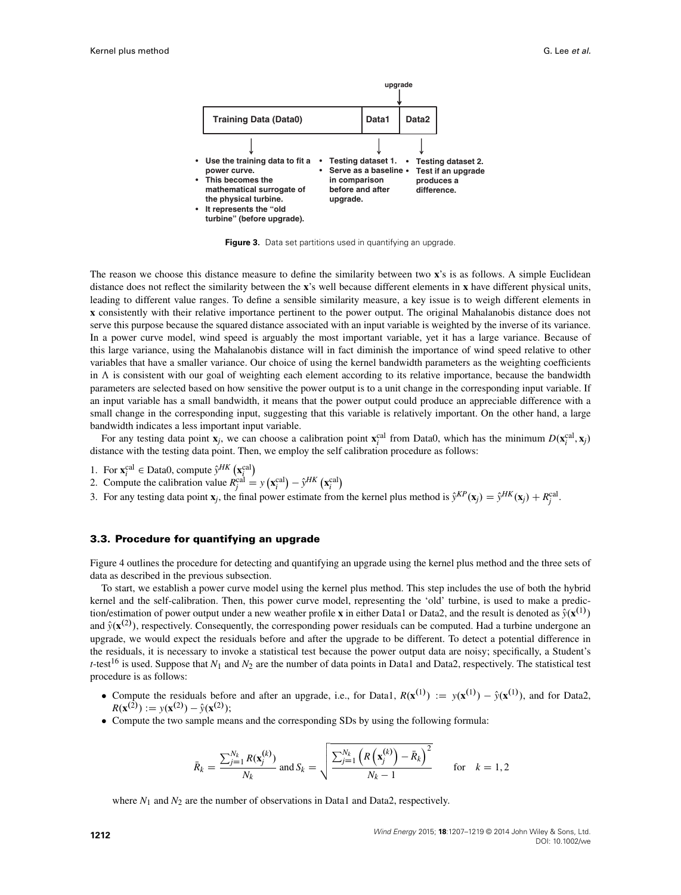upgrade

| Training Data (Data0) | Data1 | Data2 |
|---|---|---|

- Use the training data to fit a power curve.
- This becomes the mathematical surrogate of the physical turbine.
- It represents the "old turbine" (before upgrade).

- Testing dataset 1.
- Serve as a baseline in comparison before and after upgrade.

- Testing dataset 2.
- Test if an upgrade produces a difference.

**Figure 3.** Data set partitions used in quantifying an upgrade.

The reason we choose this distance measure to define the similarity between two $\mathbf{x}$'s is as follows. A simple Euclidean distance does not reflect the similarity between the $\mathbf{x}$'s well because different elements in $\mathbf{x}$ have different physical units, leading to different value ranges. To define a sensible similarity measure, a key issue is to weigh different elements in $\mathbf{x}$ consistently with their relative importance pertinent to the power output. The original Mahalanobis distance does not serve this purpose because the squared distance associated with an input variable is weighted by the inverse of its variance. In a power curve model, wind speed is arguably the most important variable, yet it has a large variance. Because of this large variance, using the Mahalanobis distance will in fact diminish the importance of wind speed relative to other variables that have a smaller variance. Our choice of using the kernel bandwidth parameters as the weighting coefficients in $\Lambda$ is consistent with our goal of weighting each element according to its relative importance, because the bandwidth parameters are selected based on how sensitive the power output is to a unit change in the corresponding input variable. If an input variable has a small bandwidth, it means that the power output could produce an appreciable difference with a small change in the corresponding input, suggesting that this variable is relatively important. On the other hand, a large bandwidth indicates a less important input variable.

For any testing data point $\mathbf{x}_j$, we can choose a calibration point $\mathbf{x}_i^{\text{cal}}$ from Data0, which has the minimum $D(\mathbf{x}_i^{\text{cal}}, \mathbf{x}_j)$ distance with the testing data point. Then, we employ the self calibration procedure as follows:

1. For $\mathbf{x}_i^{\text{cal}} \in$ Data0, compute $\hat{y}^{HK}\left(\mathbf{x}_i^{\text{cal}}\right)$
2. Compute the calibration value $R_j^{\text{cal}} = y\left(\mathbf{x}_i^{\text{cal}}\right) - \hat{y}^{HK}\left(\mathbf{x}_i^{\text{cal}}\right)$
3. For any testing data point $\mathbf{x}_j$, the final power estimate from the kernel plus method is $\hat{y}^{KP}(\mathbf{x}_j) = \hat{y}^{HK}(\mathbf{x}_j) + R_j^{\text{cal}}$.

### 3.3. Procedure for quantifying an upgrade

Figure 4 outlines the procedure for detecting and quantifying an upgrade using the kernel plus method and the three sets of data as described in the previous subsection.

To start, we establish a power curve model using the kernel plus method. This step includes the use of both the hybrid kernel and the self-calibration. Then, this power curve model, representing the 'old' turbine, is used to make a prediction/estimation of power output under a new weather profile $\mathbf{x}$ in either Data1 or Data2, and the result is denoted as $\hat{y}(\mathbf{x}^{(1)})$ and $\hat{y}(\mathbf{x}^{(2)})$, respectively. Consequently, the corresponding power residuals can be computed. Had a turbine undergone an upgrade, we would expect the residuals before and after the upgrade to be different. To detect a potential difference in the residuals, it is necessary to invoke a statistical test because the power output data are noisy; specifically, a Student's $t$-test[16] is used. Suppose that $N_1$ and $N_2$ are the number of data points in Data1 and Data2, respectively. The statistical test procedure is as follows:

- Compute the residuals before and after an upgrade, i.e., for Data1, $R(\mathbf{x}^{(1)}) := y(\mathbf{x}^{(1)}) - \hat{y}(\mathbf{x}^{(1)})$, and for Data2, $R(\mathbf{x}^{(2)}) := y(\mathbf{x}^{(2)}) - \hat{y}(\mathbf{x}^{(2)})$;
- Compute the two sample means and the corresponding SDs by using the following formula:

$$\bar{R}_k = \frac{\sum_{j=1}^{N_k} R(\mathbf{x}_j^{(k)})}{N_k} \text{ and } S_k = \sqrt{\frac{\sum_{j=1}^{N_k}\left(R\left(\mathbf{x}_j^{(k)}\right) - \bar{R}_k\right)^2}{N_k - 1}} \qquad \text{for} \quad k = 1, 2$$

where $N_1$ and $N_2$ are the number of observations in Data1 and Data2, respectively.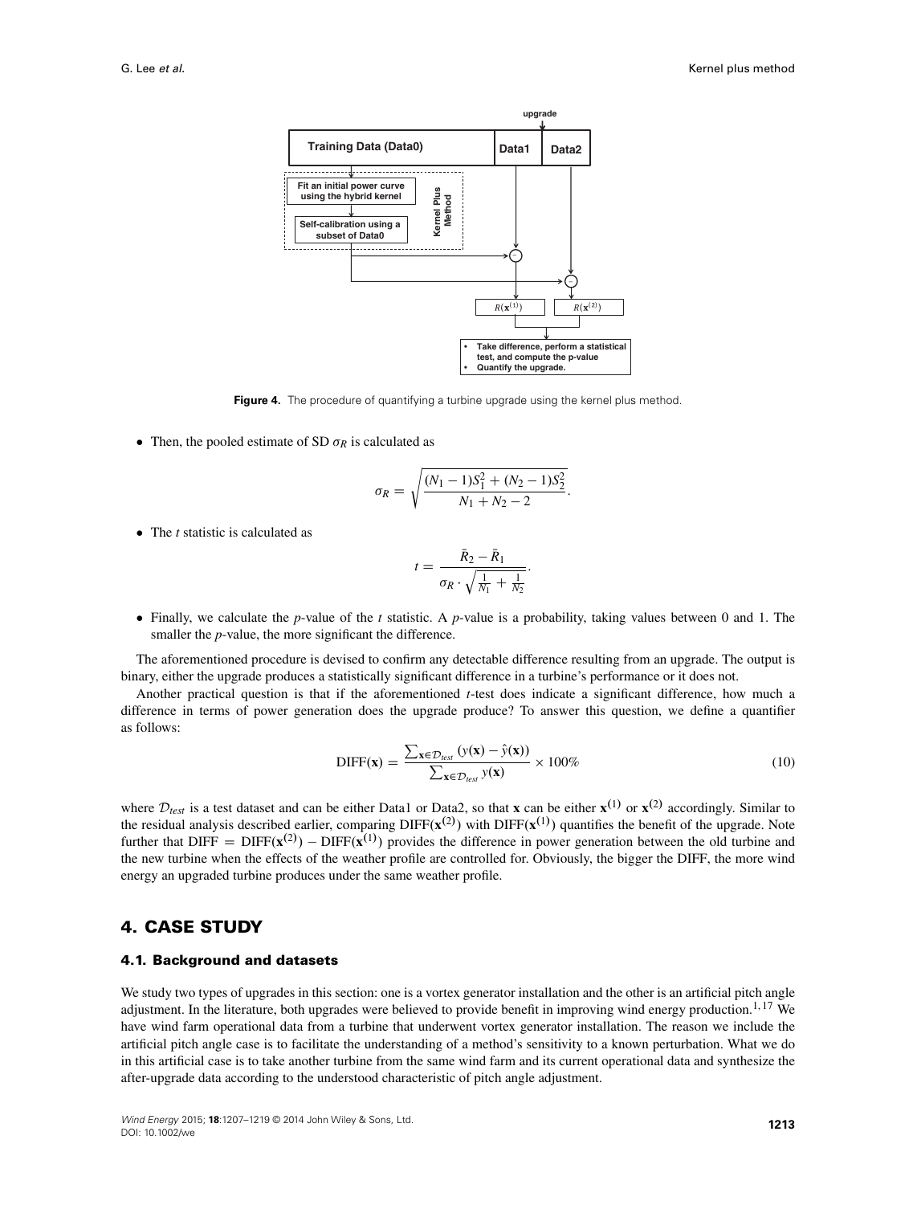Figure 4. The procedure of quantifying a turbine upgrade using the kernel plus method.

- Then, the pooled estimate of SD $\sigma_R$ is calculated as

$$\sigma_R = \sqrt{\frac{(N_1 - 1)S_1^2 + (N_2 - 1)S_2^2}{N_1 + N_2 - 2}}.$$

- The $t$ statistic is calculated as

$$t = \frac{\bar{R}_2 - \bar{R}_1}{\sigma_R \cdot \sqrt{\frac{1}{N_1} + \frac{1}{N_2}}}.$$

- Finally, we calculate the $p$-value of the $t$ statistic. A $p$-value is a probability, taking values between 0 and 1. The smaller the $p$-value, the more significant the difference.

The aforementioned procedure is devised to confirm any detectable difference resulting from an upgrade. The output is binary, either the upgrade produces a statistically significant difference in a turbine's performance or it does not.

Another practical question is that if the aforementioned $t$-test does indicate a significant difference, how much a difference in terms of power generation does the upgrade produce? To answer this question, we define a quantifier as follows:

$$\text{DIFF}(\mathbf{x}) = \frac{\sum_{\mathbf{x} \in \mathcal{D}_{test}} (y(\mathbf{x}) - \hat{y}(\mathbf{x}))}{\sum_{\mathbf{x} \in \mathcal{D}_{test}} y(\mathbf{x})} \times 100\% \tag{10}$$

where $\mathcal{D}_{test}$ is a test dataset and can be either Data1 or Data2, so that $\mathbf{x}$ can be either $\mathbf{x}^{(1)}$ or $\mathbf{x}^{(2)}$ accordingly. Similar to the residual analysis described earlier, comparing $\text{DIFF}(\mathbf{x}^{(2)})$ with $\text{DIFF}(\mathbf{x}^{(1)})$ quantifies the benefit of the upgrade. Note further that $\text{DIFF} = \text{DIFF}(\mathbf{x}^{(2)}) - \text{DIFF}(\mathbf{x}^{(1)})$ provides the difference in power generation between the old turbine and the new turbine when the effects of the weather profile are controlled for. Obviously, the bigger the DIFF, the more wind energy an upgraded turbine produces under the same weather profile.

## 4. CASE STUDY

### 4.1. Background and datasets

We study two types of upgrades in this section: one is a vortex generator installation and the other is an artificial pitch angle adjustment. In the literature, both upgrades were believed to provide benefit in improving wind energy production.[1,17] We have wind farm operational data from a turbine that underwent vortex generator installation. The reason we include the artificial pitch angle case is to facilitate the understanding of a method's sensitivity to a known perturbation. What we do in this artificial case is to take another turbine from the same wind farm and its current operational data and synthesize the after-upgrade data according to the understood characteristic of pitch angle adjustment.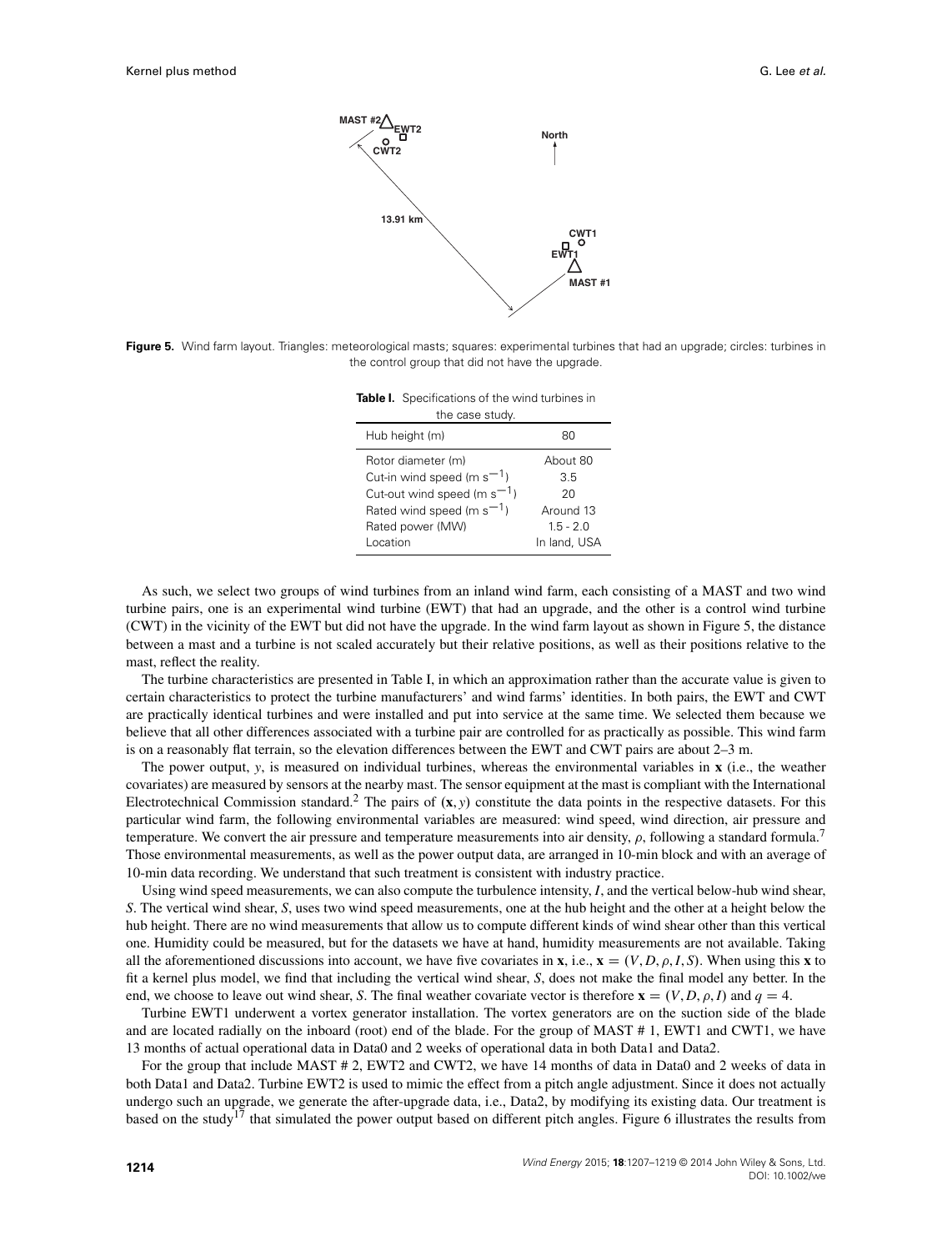**Figure 5.** Wind farm layout. Triangles: meteorological masts; squares: experimental turbines that had an upgrade; circles: turbines in the control group that did not have the upgrade.

**Table I.** Specifications of the wind turbines in the case study.

| Hub height (m) | 80 |
|---|---|
| Rotor diameter (m) | About 80 |
| Cut-in wind speed (m $s^{-1}$) | 3.5 |
| Cut-out wind speed (m $s^{-1}$) | 20 |
| Rated wind speed (m $s^{-1}$) | Around 13 |
| Rated power (MW) | 1.5 - 2.0 |
| Location | In land, USA |

As such, we select two groups of wind turbines from an inland wind farm, each consisting of a MAST and two wind turbine pairs, one is an experimental wind turbine (EWT) that had an upgrade, and the other is a control wind turbine (CWT) in the vicinity of the EWT but did not have the upgrade. In the wind farm layout as shown in Figure 5, the distance between a mast and a turbine is not scaled accurately but their relative positions, as well as their positions relative to the mast, reflect the reality.

The turbine characteristics are presented in Table I, in which an approximation rather than the accurate value is given to certain characteristics to protect the turbine manufacturers' and wind farms' identities. In both pairs, the EWT and CWT are practically identical turbines and were installed and put into service at the same time. We selected them because we believe that all other differences associated with a turbine pair are controlled for as practically as possible. This wind farm is on a reasonably flat terrain, so the elevation differences between the EWT and CWT pairs are about 2–3 m.

The power output, $y$, is measured on individual turbines, whereas the environmental variables in $\mathbf{x}$ (i.e., the weather covariates) are measured by sensors at the nearby mast. The sensor equipment at the mast is compliant with the International Electrotechnical Commission standard.[2] The pairs of $(\mathbf{x}, y)$ constitute the data points in the respective datasets. For this particular wind farm, the following environmental variables are measured: wind speed, wind direction, air pressure and temperature. We convert the air pressure and temperature measurements into air density, $\rho$, following a standard formula.[7] Those environmental measurements, as well as the power output data, are arranged in 10-min block and with an average of 10-min data recording. We understand that such treatment is consistent with industry practice.

Using wind speed measurements, we can also compute the turbulence intensity, $I$, and the vertical below-hub wind shear, $S$. The vertical wind shear, $S$, uses two wind speed measurements, one at the hub height and the other at a height below the hub height. There are no wind measurements that allow us to compute different kinds of wind shear other than this vertical one. Humidity could be measured, but for the datasets we have at hand, humidity measurements are not available. Taking all the aforementioned discussions into account, we have five covariates in $\mathbf{x}$, i.e., $\mathbf{x} = (V, D, \rho, I, S)$. When using this $\mathbf{x}$ to fit a kernel plus model, we find that including the vertical wind shear, $S$, does not make the final model any better. In the end, we choose to leave out wind shear, $S$. The final weather covariate vector is therefore $\mathbf{x} = (V, D, \rho, I)$ and $q = 4$.

Turbine EWT1 underwent a vortex generator installation. The vortex generators are on the suction side of the blade and are located radially on the inboard (root) end of the blade. For the group of MAST # 1, EWT1 and CWT1, we have 13 months of actual operational data in Data0 and 2 weeks of operational data in both Data1 and Data2.

For the group that include MAST # 2, EWT2 and CWT2, we have 14 months of data in Data0 and 2 weeks of data in both Data1 and Data2. Turbine EWT2 is used to mimic the effect from a pitch angle adjustment. Since it does not actually undergo such an upgrade, we generate the after-upgrade data, i.e., Data2, by modifying its existing data. Our treatment is based on the study[17] that simulated the power output based on different pitch angles. Figure 6 illustrates the results from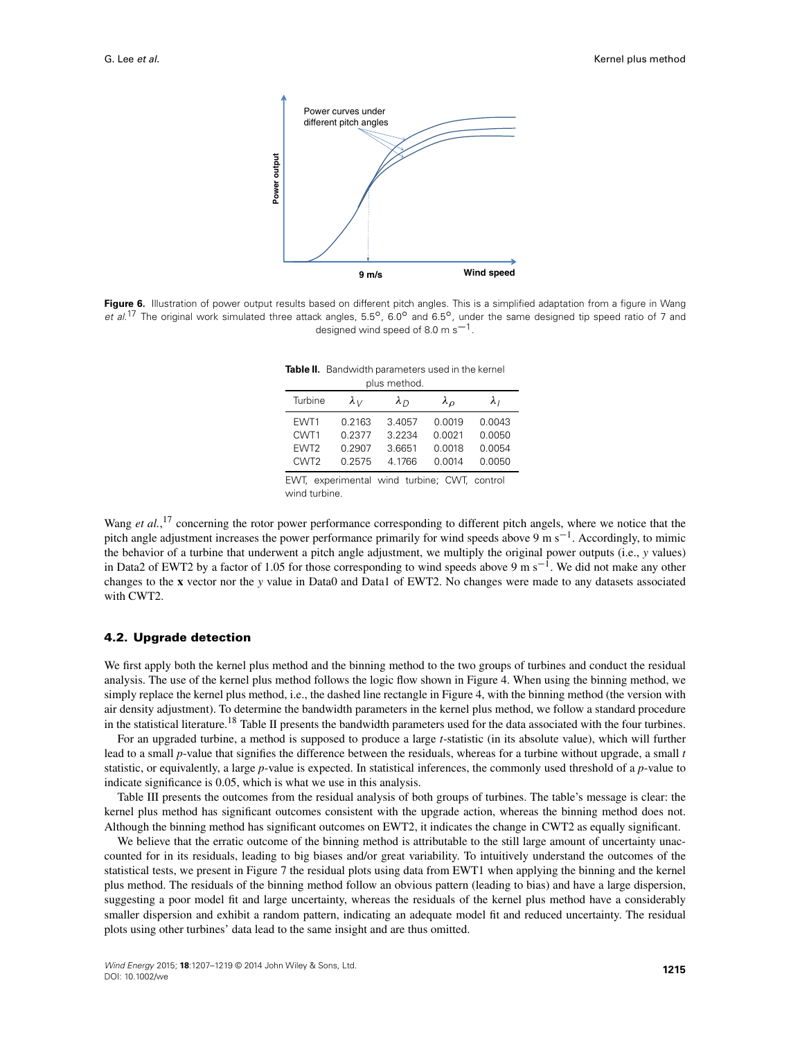**Figure 6.** Illustration of power output results based on different pitch angles. This is a simplified adaptation from a figure in Wang *et al.*[17] The original work simulated three attack angles, 5.5°, 6.0° and 6.5°, under the same designed tip speed ratio of 7 and designed wind speed of 8.0 m s$^{-1}$.

**Table II.** Bandwidth parameters used in the kernel plus method.

| Turbine | $\lambda_V$ | $\lambda_D$ | $\lambda_\rho$ | $\lambda_I$ |
|---|---|---|---|---|
| EWT1 | 0.2163 | 3.4057 | 0.0019 | 0.0043 |
| CWT1 | 0.2377 | 3.2234 | 0.0021 | 0.0050 |
| EWT2 | 0.2907 | 3.6651 | 0.0018 | 0.0054 |
| CWT2 | 0.2575 | 4.1766 | 0.0014 | 0.0050 |

EWT, experimental wind turbine; CWT, control wind turbine.

Wang *et al.*,[17] concerning the rotor power performance corresponding to different pitch angels, where we notice that the pitch angle adjustment increases the power performance primarily for wind speeds above 9 m s$^{-1}$. Accordingly, to mimic the behavior of a turbine that underwent a pitch angle adjustment, we multiply the original power outputs (i.e., $y$ values) in Data2 of EWT2 by a factor of 1.05 for those corresponding to wind speeds above 9 m s$^{-1}$. We did not make any other changes to the $\mathbf{x}$ vector nor the $y$ value in Data0 and Data1 of EWT2. No changes were made to any datasets associated with CWT2.

### 4.2. Upgrade detection

We first apply both the kernel plus method and the binning method to the two groups of turbines and conduct the residual analysis. The use of the kernel plus method follows the logic flow shown in Figure 4. When using the binning method, we simply replace the kernel plus method, i.e., the dashed line rectangle in Figure 4, with the binning method (the version with air density adjustment). To determine the bandwidth parameters in the kernel plus method, we follow a standard procedure in the statistical literature.[18] Table II presents the bandwidth parameters used for the data associated with the four turbines.

For an upgraded turbine, a method is supposed to produce a large $t$-statistic (in its absolute value), which will further lead to a small $p$-value that signifies the difference between the residuals, whereas for a turbine without upgrade, a small $t$ statistic, or equivalently, a large $p$-value is expected. In statistical inferences, the commonly used threshold of a $p$-value to indicate significance is 0.05, which is what we use in this analysis.

Table III presents the outcomes from the residual analysis of both groups of turbines. The table's message is clear: the kernel plus method has significant outcomes consistent with the upgrade action, whereas the binning method does not. Although the binning method has significant outcomes on EWT2, it indicates the change in CWT2 as equally significant.

We believe that the erratic outcome of the binning method is attributable to the still large amount of uncertainty unaccounted for in its residuals, leading to big biases and/or great variability. To intuitively understand the outcomes of the statistical tests, we present in Figure 7 the residual plots using data from EWT1 when applying the binning and the kernel plus method. The residuals of the binning method follow an obvious pattern (leading to bias) and have a large dispersion, suggesting a poor model fit and large uncertainty, whereas the residuals of the kernel plus method have a considerably smaller dispersion and exhibit a random pattern, indicating an adequate model fit and reduced uncertainty. The residual plots using other turbines' data lead to the same insight and are thus omitted.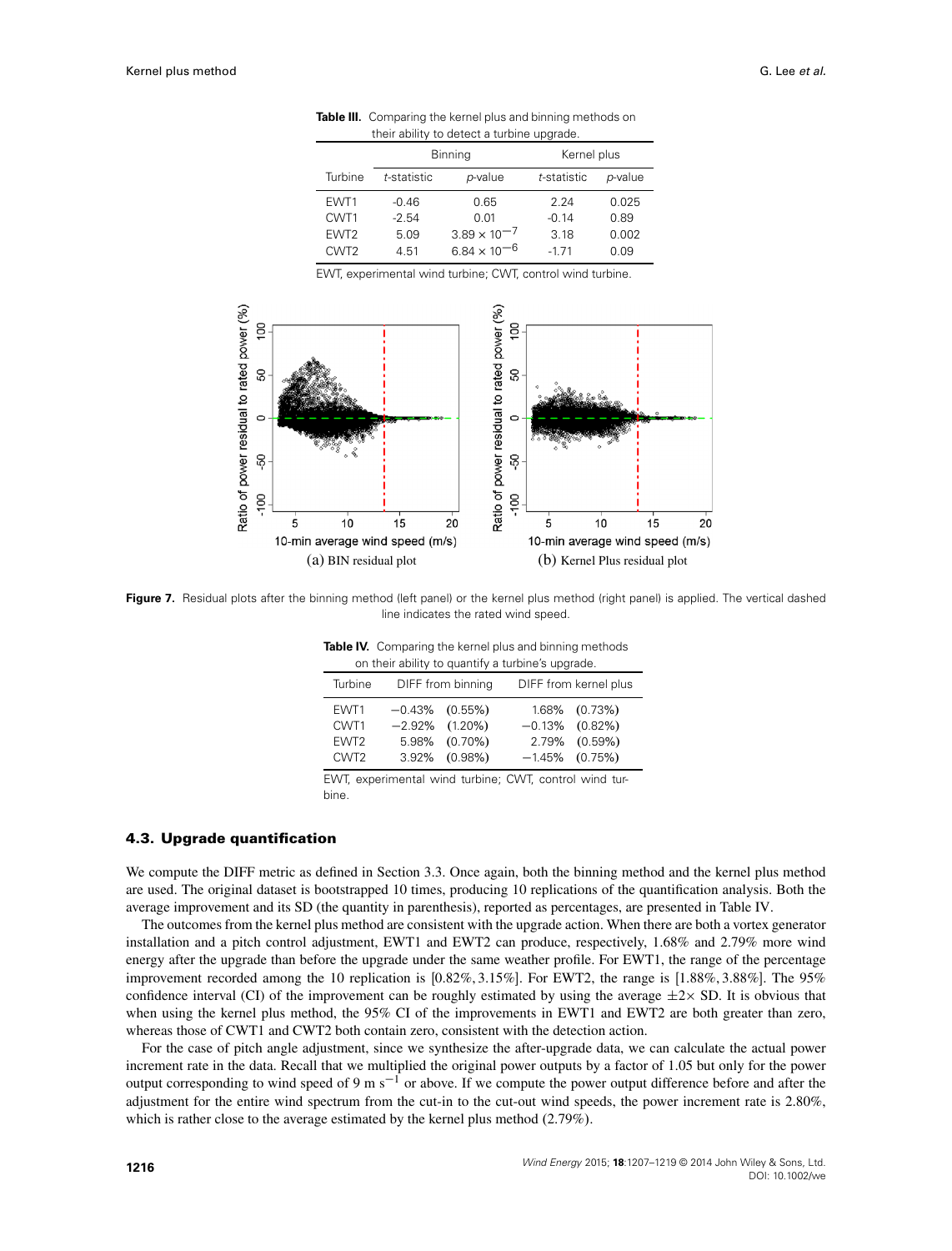**Table III.** Comparing the kernel plus and binning methods on their ability to detect a turbine upgrade.

| Turbine | Binning | | Kernel plus | |
|---|---|---|---|---|
| | *t*-statistic | *p*-value | *t*-statistic | *p*-value |
| EWT1 | -0.46 | 0.65 | 2.24 | 0.025 |
| CWT1 | -2.54 | 0.01 | -0.14 | 0.89 |
| EWT2 | 5.09 | $3.89 \times 10^{-7}$ | 3.18 | 0.002 |
| CWT2 | 4.51 | $6.84 \times 10^{-6}$ | -1.71 | 0.09 |

EWT, experimental wind turbine; CWT, control wind turbine.

(a) BIN residual plot

(b) Kernel Plus residual plot

**Figure 7.** Residual plots after the binning method (left panel) or the kernel plus method (right panel) is applied. The vertical dashed line indicates the rated wind speed.

**Table IV.** Comparing the kernel plus and binning methods on their ability to quantify a turbine's upgrade.

| Turbine | DIFF from binning | DIFF from kernel plus |
|---|---|---|
| EWT1 | −0.43% (0.55%) | 1.68% (0.73%) |
| CWT1 | −2.92% (1.20%) | −0.13% (0.82%) |
| EWT2 | 5.98% (0.70%) | 2.79% (0.59%) |
| CWT2 | 3.92% (0.98%) | −1.45% (0.75%) |

EWT, experimental wind turbine; CWT, control wind turbine.

### 4.3. Upgrade quantification

We compute the DIFF metric as defined in Section 3.3. Once again, both the binning method and the kernel plus method are used. The original dataset is bootstrapped 10 times, producing 10 replications of the quantification analysis. Both the average improvement and its SD (the quantity in parenthesis), reported as percentages, are presented in Table IV.

The outcomes from the kernel plus method are consistent with the upgrade action. When there are both a vortex generator installation and a pitch control adjustment, EWT1 and EWT2 can produce, respectively, 1.68% and 2.79% more wind energy after the upgrade than before the upgrade under the same weather profile. For EWT1, the range of the percentage improvement recorded among the 10 replication is $[0.82\%, 3.15\%]$. For EWT2, the range is $[1.88\%, 3.88\%]$. The 95% confidence interval (CI) of the improvement can be roughly estimated by using the average $\pm 2\times$ SD. It is obvious that when using the kernel plus method, the 95% CI of the improvements in EWT1 and EWT2 are both greater than zero, whereas those of CWT1 and CWT2 both contain zero, consistent with the detection action.

For the case of pitch angle adjustment, since we synthesize the after-upgrade data, we can calculate the actual power increment rate in the data. Recall that we multiplied the original power outputs by a factor of 1.05 but only for the power output corresponding to wind speed of 9 m s$^{-1}$ or above. If we compute the power output difference before and after the adjustment for the entire wind spectrum from the cut-in to the cut-out wind speeds, the power increment rate is 2.80%, which is rather close to the average estimated by the kernel plus method (2.79%).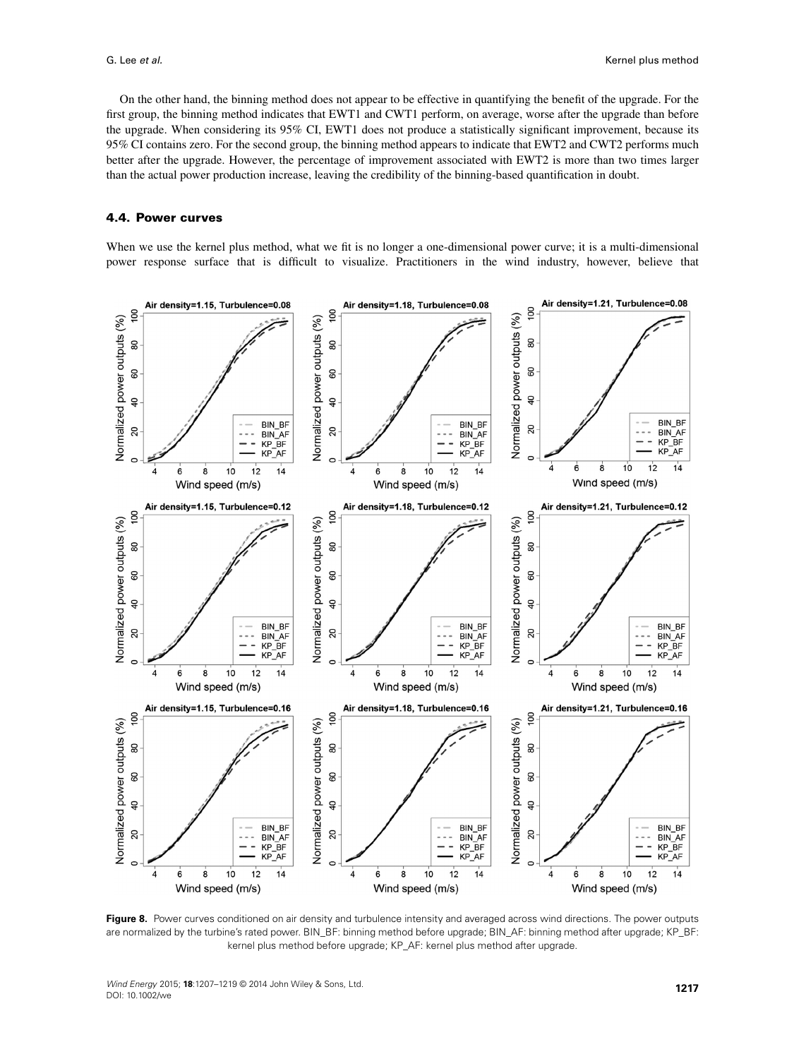On the other hand, the binning method does not appear to be effective in quantifying the benefit of the upgrade. For the first group, the binning method indicates that EWT1 and CWT1 perform, on average, worse after the upgrade than before the upgrade. When considering its 95% CI, EWT1 does not produce a statistically significant improvement, because its 95% CI contains zero. For the second group, the binning method appears to indicate that EWT2 and CWT2 performs much better after the upgrade. However, the percentage of improvement associated with EWT2 is more than two times larger than the actual power production increase, leaving the credibility of the binning-based quantification in doubt.

### 4.4. Power curves

When we use the kernel plus method, what we fit is no longer a one-dimensional power curve; it is a multi-dimensional power response surface that is difficult to visualize. Practitioners in the wind industry, however, believe that

**Figure 8.** Power curves conditioned on air density and turbulence intensity and averaged across wind directions. The power outputs are normalized by the turbine's rated power. BIN_BF: binning method before upgrade; BIN_AF: binning method after upgrade; KP_BF: kernel plus method before upgrade; KP_AF: kernel plus method after upgrade.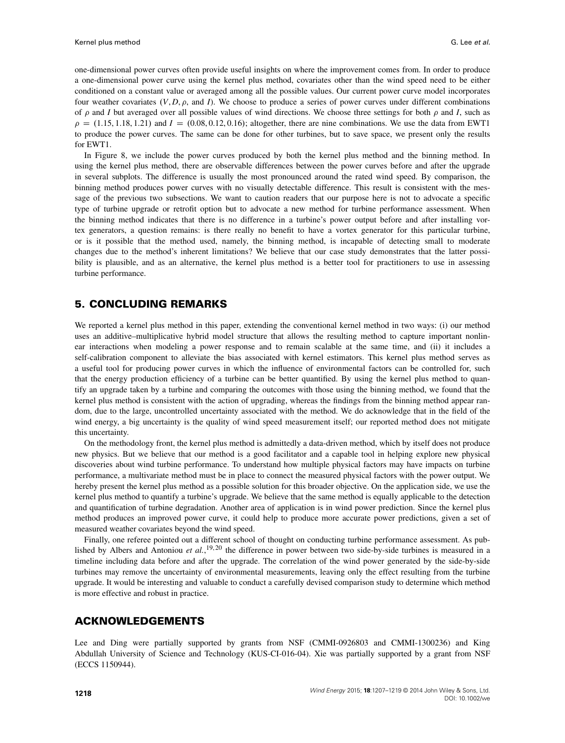one-dimensional power curves often provide useful insights on where the improvement comes from. In order to produce a one-dimensional power curve using the kernel plus method, covariates other than the wind speed need to be either conditioned on a constant value or averaged among all the possible values. Our current power curve model incorporates four weather covariates ($V, D, \rho$, and $I$). We choose to produce a series of power curves under different combinations of $\rho$ and $I$ but averaged over all possible values of wind directions. We choose three settings for both $\rho$ and $I$, such as $\rho = (1.15, 1.18, 1.21)$ and $I = (0.08, 0.12, 0.16)$; altogether, there are nine combinations. We use the data from EWT1 to produce the power curves. The same can be done for other turbines, but to save space, we present only the results for EWT1.

In Figure 8, we include the power curves produced by both the kernel plus method and the binning method. In using the kernel plus method, there are observable differences between the power curves before and after the upgrade in several subplots. The difference is usually the most pronounced around the rated wind speed. By comparison, the binning method produces power curves with no visually detectable difference. This result is consistent with the message of the previous two subsections. We want to caution readers that our purpose here is not to advocate a specific type of turbine upgrade or retrofit option but to advocate a new method for turbine performance assessment. When the binning method indicates that there is no difference in a turbine's power output before and after installing vortex generators, a question remains: is there really no benefit to have a vortex generator for this particular turbine, or is it possible that the method used, namely, the binning method, is incapable of detecting small to moderate changes due to the method's inherent limitations? We believe that our case study demonstrates that the latter possibility is plausible, and as an alternative, the kernel plus method is a better tool for practitioners to use in assessing turbine performance.

## 5. CONCLUDING REMARKS

We reported a kernel plus method in this paper, extending the conventional kernel method in two ways: (i) our method uses an additive–multiplicative hybrid model structure that allows the resulting method to capture important nonlinear interactions when modeling a power response and to remain scalable at the same time, and (ii) it includes a self-calibration component to alleviate the bias associated with kernel estimators. This kernel plus method serves as a useful tool for producing power curves in which the influence of environmental factors can be controlled for, such that the energy production efficiency of a turbine can be better quantified. By using the kernel plus method to quantify an upgrade taken by a turbine and comparing the outcomes with those using the binning method, we found that the kernel plus method is consistent with the action of upgrading, whereas the findings from the binning method appear random, due to the large, uncontrolled uncertainty associated with the method. We do acknowledge that in the field of the wind energy, a big uncertainty is the quality of wind speed measurement itself; our reported method does not mitigate this uncertainty.

On the methodology front, the kernel plus method is admittedly a data-driven method, which by itself does not produce new physics. But we believe that our method is a good facilitator and a capable tool in helping explore new physical discoveries about wind turbine performance. To understand how multiple physical factors may have impacts on turbine performance, a multivariate method must be in place to connect the measured physical factors with the power output. We hereby present the kernel plus method as a possible solution for this broader objective. On the application side, we use the kernel plus method to quantify a turbine's upgrade. We believe that the same method is equally applicable to the detection and quantification of turbine degradation. Another area of application is in wind power prediction. Since the kernel plus method produces an improved power curve, it could help to produce more accurate power predictions, given a set of measured weather covariates beyond the wind speed.

Finally, one referee pointed out a different school of thought on conducting turbine performance assessment. As published by Albers and Antoniou *et al.*,[19,20] the difference in power between two side-by-side turbines is measured in a timeline including data before and after the upgrade. The correlation of the wind power generated by the side-by-side turbines may remove the uncertainty of environmental measurements, leaving only the effect resulting from the turbine upgrade. It would be interesting and valuable to conduct a carefully devised comparison study to determine which method is more effective and robust in practice.

## ACKNOWLEDGEMENTS

Lee and Ding were partially supported by grants from NSF (CMMI-0926803 and CMMI-1300236) and King Abdullah University of Science and Technology (KUS-CI-016-04). Xie was partially supported by a grant from NSF (ECCS 1150944).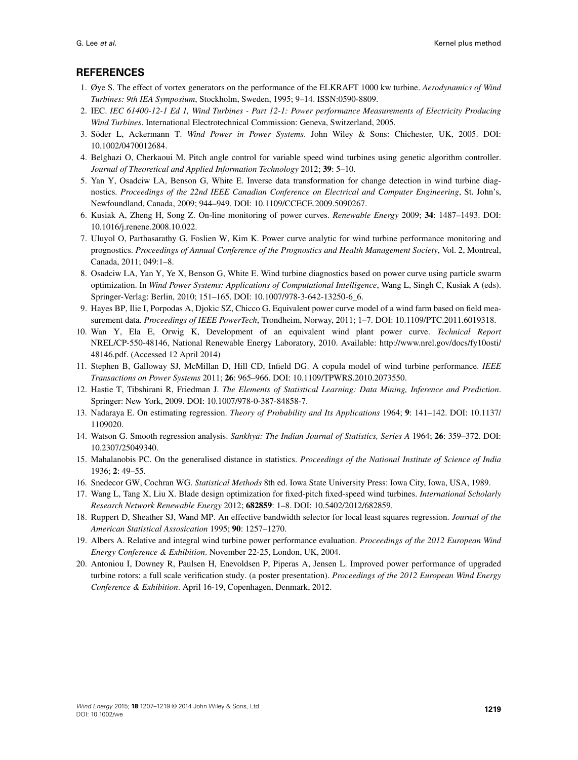## REFERENCES

1. Øye S. The effect of vortex generators on the performance of the ELKRAFT 1000 kw turbine. *Aerodynamics of Wind Turbines: 9th IEA Symposium*, Stockholm, Sweden, 1995; 9–14. ISSN:0590-8809.
2. IEC. *IEC 61400-12-1 Ed 1, Wind Turbines - Part 12-1: Power performance Measurements of Electricity Producing Wind Turbines*. International Electrotechnical Commission: Geneva, Switzerland, 2005.
3. Söder L, Ackermann T. *Wind Power in Power Systems*. John Wiley & Sons: Chichester, UK, 2005. DOI: 10.1002/0470012684.
4. Belghazi O, Cherkaoui M. Pitch angle control for variable speed wind turbines using genetic algorithm controller. *Journal of Theoretical and Applied Information Technology* 2012; **39**: 5–10.
5. Yan Y, Osadciw LA, Benson G, White E. Inverse data transformation for change detection in wind turbine diagnostics. *Proceedings of the 22nd IEEE Canadian Conference on Electrical and Computer Engineering*, St. John's, Newfoundland, Canada, 2009; 944–949. DOI: 10.1109/CCECE.2009.5090267.
6. Kusiak A, Zheng H, Song Z. On-line monitoring of power curves. *Renewable Energy* 2009; **34**: 1487–1493. DOI: 10.1016/j.renene.2008.10.022.
7. Uluyol O, Parthasarathy G, Foslien W, Kim K. Power curve analytic for wind turbine performance monitoring and prognostics. *Proceedings of Annual Conference of the Prognostics and Health Management Society*, Vol. 2, Montreal, Canada, 2011; 049:1–8.
8. Osadciw LA, Yan Y, Ye X, Benson G, White E. Wind turbine diagnostics based on power curve using particle swarm optimization. In *Wind Power Systems: Applications of Computational Intelligence*, Wang L, Singh C, Kusiak A (eds). Springer-Verlag: Berlin, 2010; 151–165. DOI: 10.1007/978-3-642-13250-6_6.
9. Hayes BP, Ilie I, Porpodas A, Djokic SZ, Chicco G. Equivalent power curve model of a wind farm based on field measurement data. *Proceedings of IEEE PowerTech*, Trondheim, Norway, 2011; 1–7. DOI: 10.1109/PTC.2011.6019318.
10. Wan Y, Ela E, Orwig K, Development of an equivalent wind plant power curve. *Technical Report* NREL/CP-550-48146, National Renewable Energy Laboratory, 2010. Available: http://www.nrel.gov/docs/fy10osti/48146.pdf. (Accessed 12 April 2014)
11. Stephen B, Galloway SJ, McMillan D, Hill CD, Infield DG. A copula model of wind turbine performance. *IEEE Transactions on Power Systems* 2011; **26**: 965–966. DOI: 10.1109/TPWRS.2010.2073550.
12. Hastie T, Tibshirani R, Friedman J. *The Elements of Statistical Learning: Data Mining, Inference and Prediction*. Springer: New York, 2009. DOI: 10.1007/978-0-387-84858-7.
13. Nadaraya E. On estimating regression. *Theory of Probability and Its Applications* 1964; **9**: 141–142. DOI: 10.1137/1109020.
14. Watson G. Smooth regression analysis. *Sankhyā: The Indian Journal of Statistics, Series A* 1964; **26**: 359–372. DOI: 10.2307/25049340.
15. Mahalanobis PC. On the generalised distance in statistics. *Proceedings of the National Institute of Science of India* 1936; **2**: 49–55.
16. Snedecor GW, Cochran WG. *Statistical Methods* 8th ed. Iowa State University Press: Iowa City, Iowa, USA, 1989.
17. Wang L, Tang X, Liu X. Blade design optimization for fixed-pitch fixed-speed wind turbines. *International Scholarly Research Network Renewable Energy* 2012; **682859**: 1–8. DOI: 10.5402/2012/682859.
18. Ruppert D, Sheather SJ, Wand MP. An effective bandwidth selector for local least squares regression. *Journal of the American Statistical Assosication* 1995; **90**: 1257–1270.
19. Albers A. Relative and integral wind turbine power performance evaluation. *Proceedings of the 2012 European Wind Energy Conference & Exhibition*. November 22-25, London, UK, 2004.
20. Antoniou I, Downey R, Paulsen H, Enevoldsen P, Piperas A, Jensen L. Improved power performance of upgraded turbine rotors: a full scale verification study. (a poster presentation). *Proceedings of the 2012 European Wind Energy Conference & Exhibition*. April 16-19, Copenhagen, Denmark, 2012.